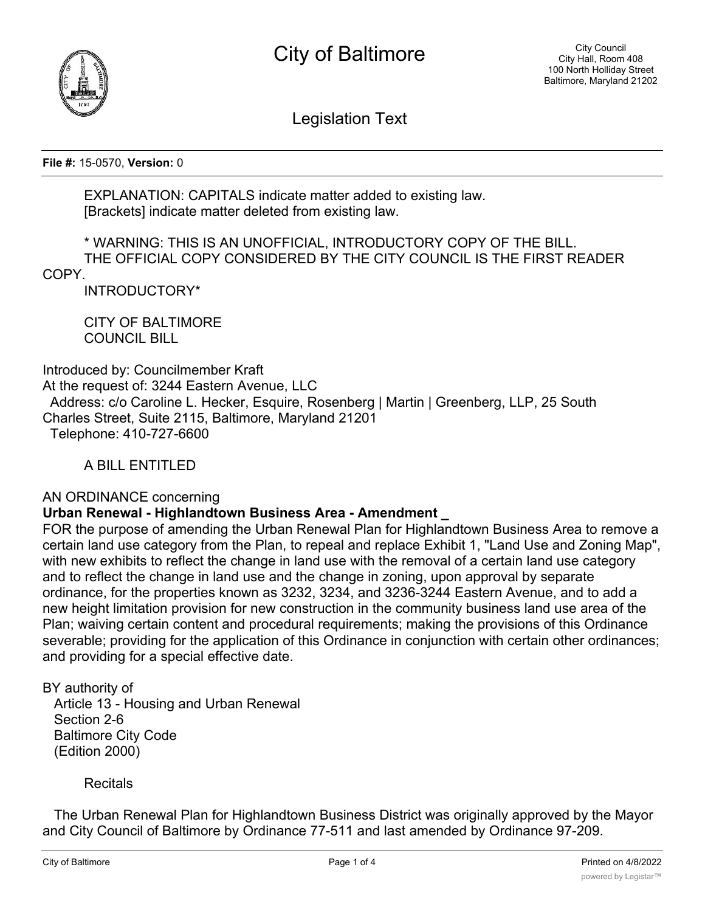# City of Baltimore

City Council
City Hall, Room 408
100 North Holliday Street
Baltimore, Maryland 21202

Legislation Text

**File #:** 15-0570, **Version:** 0

EXPLANATION: CAPITALS indicate matter added to existing law.
[Brackets] indicate matter deleted from existing law.

* WARNING: THIS IS AN UNOFFICIAL, INTRODUCTORY COPY OF THE BILL.
THE OFFICIAL COPY CONSIDERED BY THE CITY COUNCIL IS THE FIRST READER COPY.
INTRODUCTORY*

CITY OF BALTIMORE
COUNCIL BILL

Introduced by: Councilmember Kraft
At the request of: 3244 Eastern Avenue, LLC
Address: c/o Caroline L. Hecker, Esquire, Rosenberg | Martin | Greenberg, LLP, 25 South Charles Street, Suite 2115, Baltimore, Maryland 21201
Telephone: 410-727-6600

A BILL ENTITLED

AN ORDINANCE concerning
**Urban Renewal - Highlandtown Business Area - Amendment _**
FOR the purpose of amending the Urban Renewal Plan for Highlandtown Business Area to remove a certain land use category from the Plan, to repeal and replace Exhibit 1, "Land Use and Zoning Map", with new exhibits to reflect the change in land use with the removal of a certain land use category and to reflect the change in land use and the change in zoning, upon approval by separate ordinance, for the properties known as 3232, 3234, and 3236-3244 Eastern Avenue, and to add a new height limitation provision for new construction in the community business land use area of the Plan; waiving certain content and procedural requirements; making the provisions of this Ordinance severable; providing for the application of this Ordinance in conjunction with certain other ordinances; and providing for a special effective date.

BY authority of
Article 13 - Housing and Urban Renewal
Section 2-6
Baltimore City Code
(Edition 2000)

Recitals

The Urban Renewal Plan for Highlandtown Business District was originally approved by the Mayor and City Council of Baltimore by Ordinance 77-511 and last amended by Ordinance 97-209.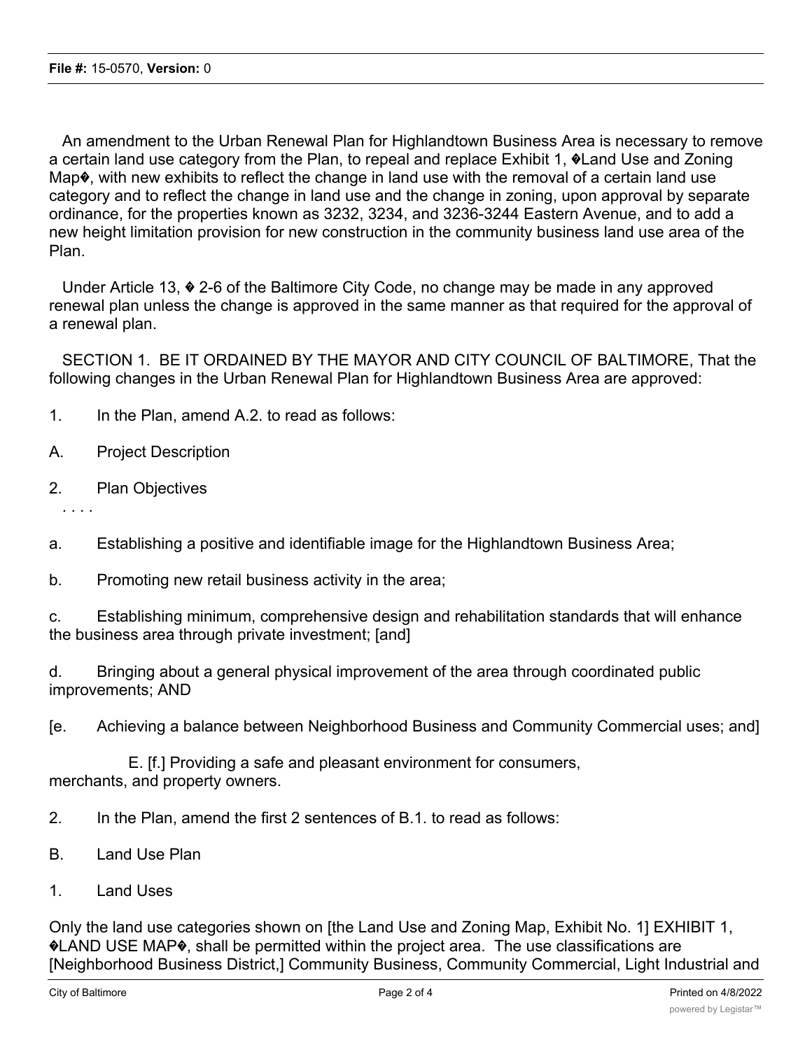An amendment to the Urban Renewal Plan for Highlandtown Business Area is necessary to remove a certain land use category from the Plan, to repeal and replace Exhibit 1, �Land Use and Zoning Map�, with new exhibits to reflect the change in land use with the removal of a certain land use category and to reflect the change in land use and the change in zoning, upon approval by separate ordinance, for the properties known as 3232, 3234, and 3236-3244 Eastern Avenue, and to add a new height limitation provision for new construction in the community business land use area of the Plan.

Under Article 13, � 2-6 of the Baltimore City Code, no change may be made in any approved renewal plan unless the change is approved in the same manner as that required for the approval of a renewal plan.

SECTION 1. BE IT ORDAINED BY THE MAYOR AND CITY COUNCIL OF BALTIMORE, That the following changes in the Urban Renewal Plan for Highlandtown Business Area are approved:

1. In the Plan, amend A.2. to read as follows:

A. Project Description

2. Plan Objectives

. . . .

a. Establishing a positive and identifiable image for the Highlandtown Business Area;

b. Promoting new retail business activity in the area;

c. Establishing minimum, comprehensive design and rehabilitation standards that will enhance the business area through private investment; [and]

d. Bringing about a general physical improvement of the area through coordinated public improvements; AND

[e. Achieving a balance between Neighborhood Business and Community Commercial uses; and]

E. [f.] Providing a safe and pleasant environment for consumers, merchants, and property owners.

2. In the Plan, amend the first 2 sentences of B.1. to read as follows:

B. Land Use Plan

1. Land Uses

Only the land use categories shown on [the Land Use and Zoning Map, Exhibit No. 1] EXHIBIT 1, �LAND USE MAP�, shall be permitted within the project area. The use classifications are [Neighborhood Business District,] Community Business, Community Commercial, Light Industrial and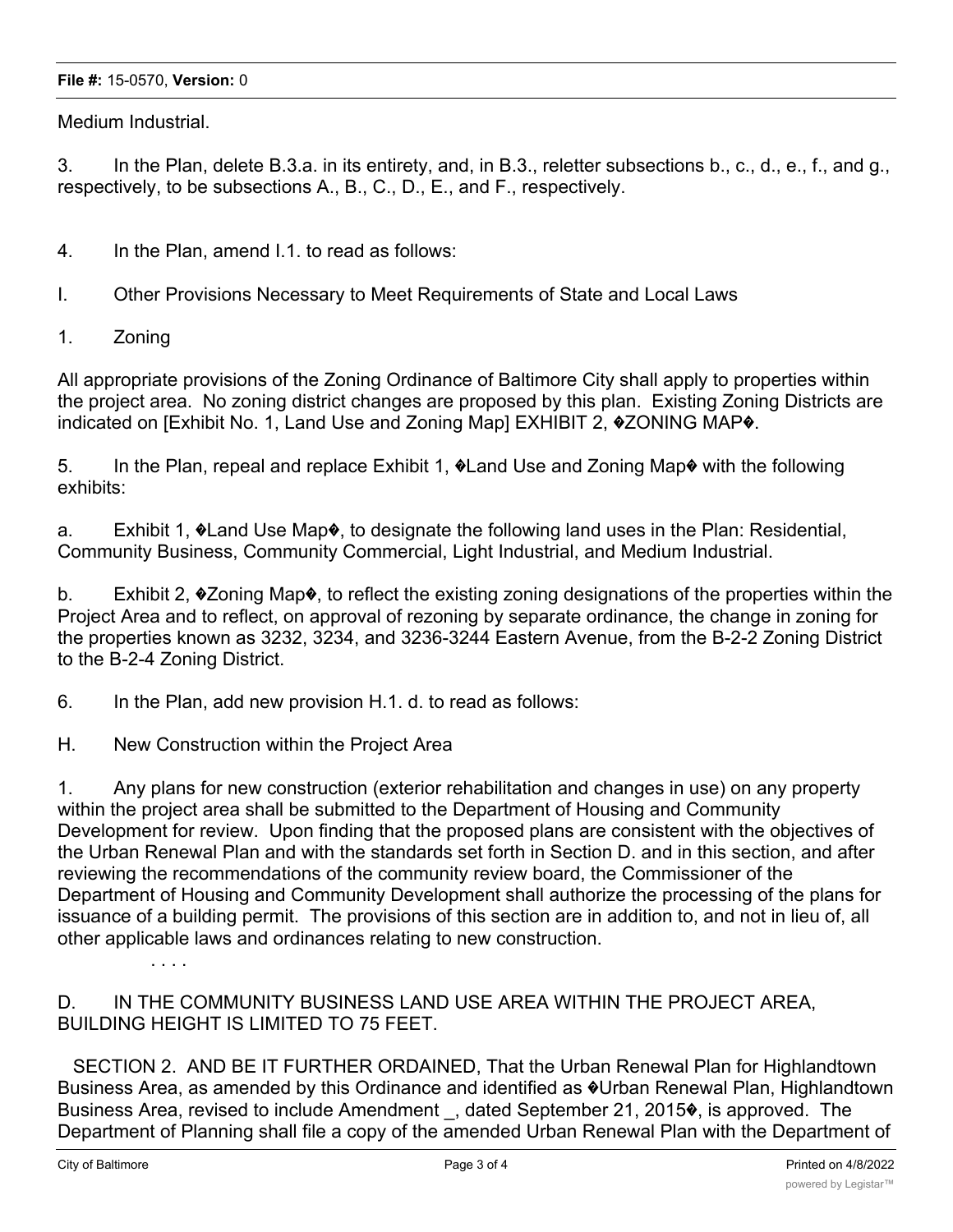Medium Industrial.

3. In the Plan, delete B.3.a. in its entirety, and, in B.3., reletter subsections b., c., d., e., f., and g., respectively, to be subsections A., B., C., D., E., and F., respectively.

4. In the Plan, amend I.1. to read as follows:

I. Other Provisions Necessary to Meet Requirements of State and Local Laws

1. Zoning

All appropriate provisions of the Zoning Ordinance of Baltimore City shall apply to properties within the project area. No zoning district changes are proposed by this plan. Existing Zoning Districts are indicated on [Exhibit No. 1, Land Use and Zoning Map] EXHIBIT 2, �ZONING MAP�.

5. In the Plan, repeal and replace Exhibit 1, �Land Use and Zoning Map� with the following exhibits:

a. Exhibit 1, �Land Use Map�, to designate the following land uses in the Plan: Residential, Community Business, Community Commercial, Light Industrial, and Medium Industrial.

b. Exhibit 2, �Zoning Map�, to reflect the existing zoning designations of the properties within the Project Area and to reflect, on approval of rezoning by separate ordinance, the change in zoning for the properties known as 3232, 3234, and 3236-3244 Eastern Avenue, from the B-2-2 Zoning District to the B-2-4 Zoning District.

6. In the Plan, add new provision H.1. d. to read as follows:

H. New Construction within the Project Area

1. Any plans for new construction (exterior rehabilitation and changes in use) on any property within the project area shall be submitted to the Department of Housing and Community Development for review. Upon finding that the proposed plans are consistent with the objectives of the Urban Renewal Plan and with the standards set forth in Section D. and in this section, and after reviewing the recommendations of the community review board, the Commissioner of the Department of Housing and Community Development shall authorize the processing of the plans for issuance of a building permit. The provisions of this section are in addition to, and not in lieu of, all other applicable laws and ordinances relating to new construction.

. . . .

D. IN THE COMMUNITY BUSINESS LAND USE AREA WITHIN THE PROJECT AREA, BUILDING HEIGHT IS LIMITED TO 75 FEET.

SECTION 2. AND BE IT FURTHER ORDAINED, That the Urban Renewal Plan for Highlandtown Business Area, as amended by this Ordinance and identified as �Urban Renewal Plan, Highlandtown Business Area, revised to include Amendment _, dated September 21, 2015�, is approved. The Department of Planning shall file a copy of the amended Urban Renewal Plan with the Department of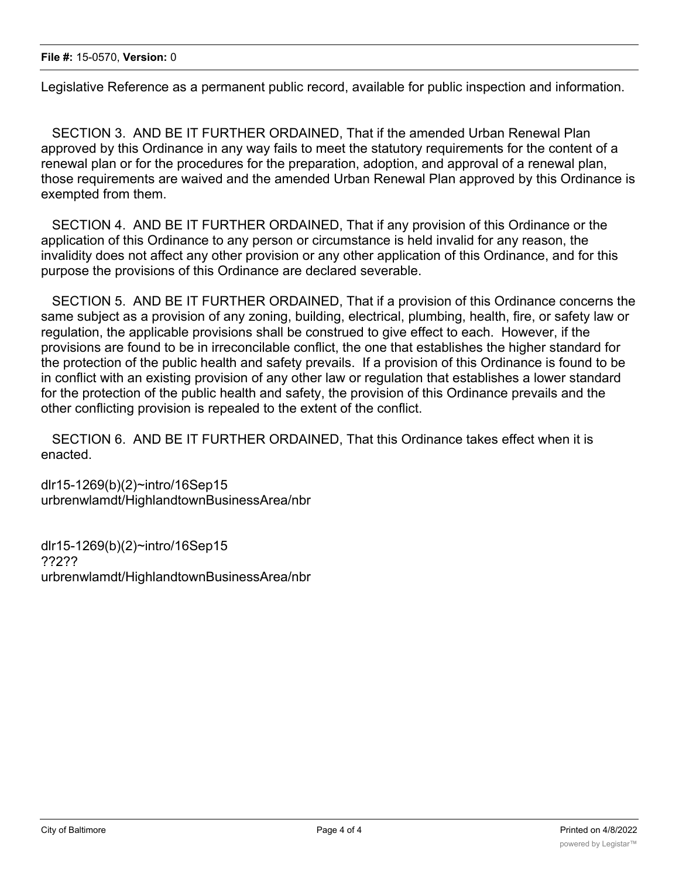Legislative Reference as a permanent public record, available for public inspection and information.

SECTION 3. AND BE IT FURTHER ORDAINED, That if the amended Urban Renewal Plan approved by this Ordinance in any way fails to meet the statutory requirements for the content of a renewal plan or for the procedures for the preparation, adoption, and approval of a renewal plan, those requirements are waived and the amended Urban Renewal Plan approved by this Ordinance is exempted from them.

SECTION 4. AND BE IT FURTHER ORDAINED, That if any provision of this Ordinance or the application of this Ordinance to any person or circumstance is held invalid for any reason, the invalidity does not affect any other provision or any other application of this Ordinance, and for this purpose the provisions of this Ordinance are declared severable.

SECTION 5. AND BE IT FURTHER ORDAINED, That if a provision of this Ordinance concerns the same subject as a provision of any zoning, building, electrical, plumbing, health, fire, or safety law or regulation, the applicable provisions shall be construed to give effect to each. However, if the provisions are found to be in irreconcilable conflict, the one that establishes the higher standard for the protection of the public health and safety prevails. If a provision of this Ordinance is found to be in conflict with an existing provision of any other law or regulation that establishes a lower standard for the protection of the public health and safety, the provision of this Ordinance prevails and the other conflicting provision is repealed to the extent of the conflict.

SECTION 6. AND BE IT FURTHER ORDAINED, That this Ordinance takes effect when it is enacted.

dlr15-1269(b)(2)~intro/16Sep15
urbrenwlamdt/HighlandtownBusinessArea/nbr

dlr15-1269(b)(2)~intro/16Sep15
??2??
urbrenwlamdt/HighlandtownBusinessArea/nbr